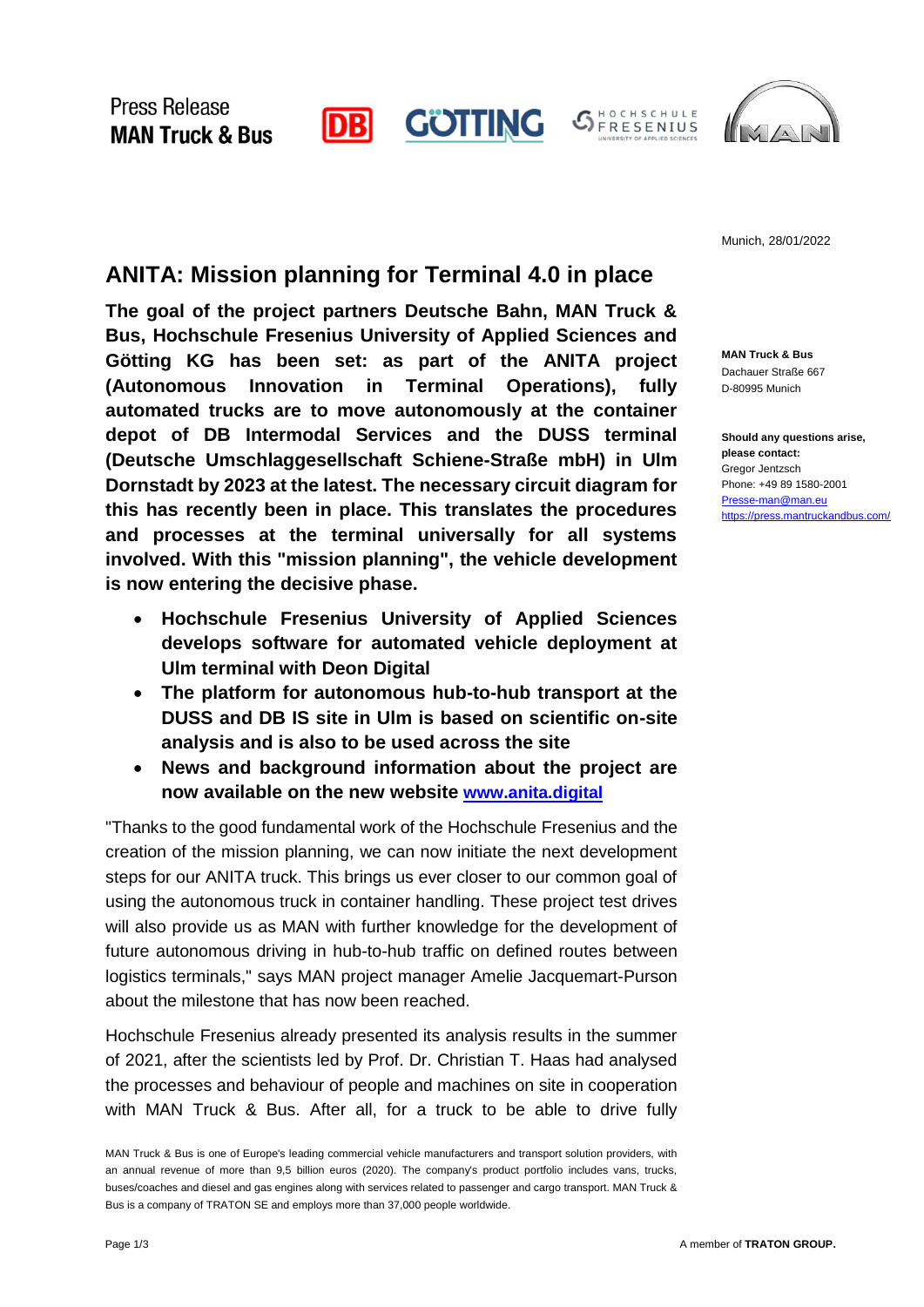Press Release
**MAN Truck & Bus**

Munich, 28/01/2022

# ANITA: Mission planning for Terminal 4.0 in place

**The goal of the project partners Deutsche Bahn, MAN Truck & Bus, Hochschule Fresenius University of Applied Sciences and Götting KG has been set: as part of the ANITA project (Autonomous Innovation in Terminal Operations), fully automated trucks are to move autonomously at the container depot of DB Intermodal Services and the DUSS terminal (Deutsche Umschlaggesellschaft Schiene-Straße mbH) in Ulm Dornstadt by 2023 at the latest. The necessary circuit diagram for this has recently been in place. This translates the procedures and processes at the terminal universally for all systems involved. With this "mission planning", the vehicle development is now entering the decisive phase.**

- **Hochschule Fresenius University of Applied Sciences develops software for automated vehicle deployment at Ulm terminal with Deon Digital**
- **The platform for autonomous hub-to-hub transport at the DUSS and DB IS site in Ulm is based on scientific on-site analysis and is also to be used across the site**
- **News and background information about the project are now available on the new website [www.anita.digital](http://www.anita.digital)**

"Thanks to the good fundamental work of the Hochschule Fresenius and the creation of the mission planning, we can now initiate the next development steps for our ANITA truck. This brings us ever closer to our common goal of using the autonomous truck in container handling. These project test drives will also provide us as MAN with further knowledge for the development of future autonomous driving in hub-to-hub traffic on defined routes between logistics terminals," says MAN project manager Amelie Jacquemart-Purson about the milestone that has now been reached.

Hochschule Fresenius already presented its analysis results in the summer of 2021, after the scientists led by Prof. Dr. Christian T. Haas had analysed the processes and behaviour of people and machines on site in cooperation with MAN Truck & Bus. After all, for a truck to be able to drive fully

**MAN Truck & Bus**
Dachauer Straße 667
D-80995 Munich

**Should any questions arise, please contact:**
Gregor Jentzsch
Phone: +49 89 1580-2001
Presse-man@man.eu
https://press.mantruckandbus.com/

MAN Truck & Bus is one of Europe's leading commercial vehicle manufacturers and transport solution providers, with an annual revenue of more than 9,5 billion euros (2020). The company's product portfolio includes vans, trucks, buses/coaches and diesel and gas engines along with services related to passenger and cargo transport. MAN Truck & Bus is a company of TRATON SE and employs more than 37,000 people worldwide.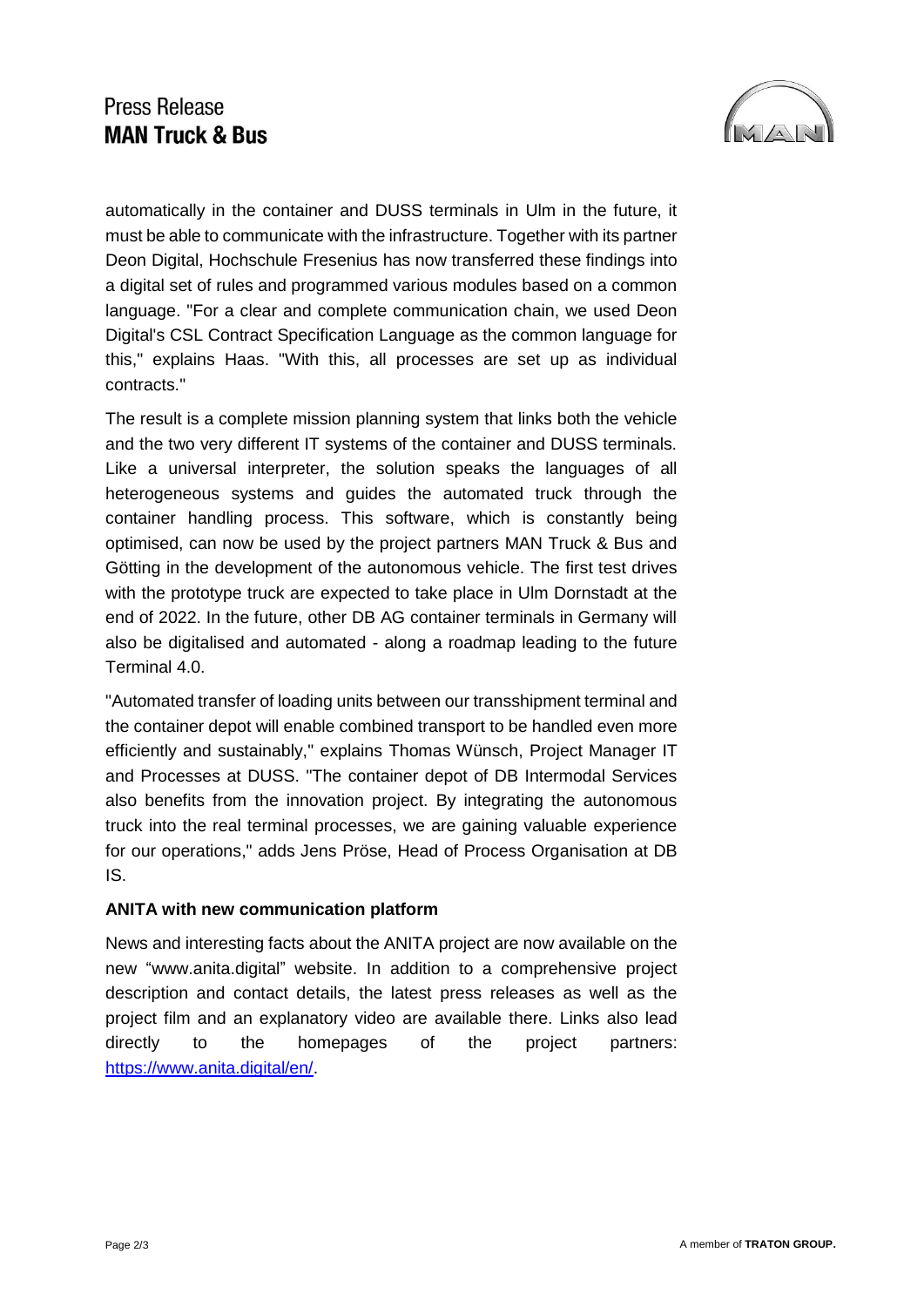automatically in the container and DUSS terminals in Ulm in the future, it must be able to communicate with the infrastructure. Together with its partner Deon Digital, Hochschule Fresenius has now transferred these findings into a digital set of rules and programmed various modules based on a common language. "For a clear and complete communication chain, we used Deon Digital's CSL Contract Specification Language as the common language for this," explains Haas. "With this, all processes are set up as individual contracts."

The result is a complete mission planning system that links both the vehicle and the two very different IT systems of the container and DUSS terminals. Like a universal interpreter, the solution speaks the languages of all heterogeneous systems and guides the automated truck through the container handling process. This software, which is constantly being optimised, can now be used by the project partners MAN Truck & Bus and Götting in the development of the autonomous vehicle. The first test drives with the prototype truck are expected to take place in Ulm Dornstadt at the end of 2022. In the future, other DB AG container terminals in Germany will also be digitalised and automated - along a roadmap leading to the future Terminal 4.0.

"Automated transfer of loading units between our transshipment terminal and the container depot will enable combined transport to be handled even more efficiently and sustainably," explains Thomas Wünsch, Project Manager IT and Processes at DUSS. "The container depot of DB Intermodal Services also benefits from the innovation project. By integrating the autonomous truck into the real terminal processes, we are gaining valuable experience for our operations," adds Jens Pröse, Head of Process Organisation at DB IS.

**ANITA with new communication platform**

News and interesting facts about the ANITA project are now available on the new "www.anita.digital" website. In addition to a comprehensive project description and contact details, the latest press releases as well as the project film and an explanatory video are available there. Links also lead directly to the homepages of the project partners: https://www.anita.digital/en/.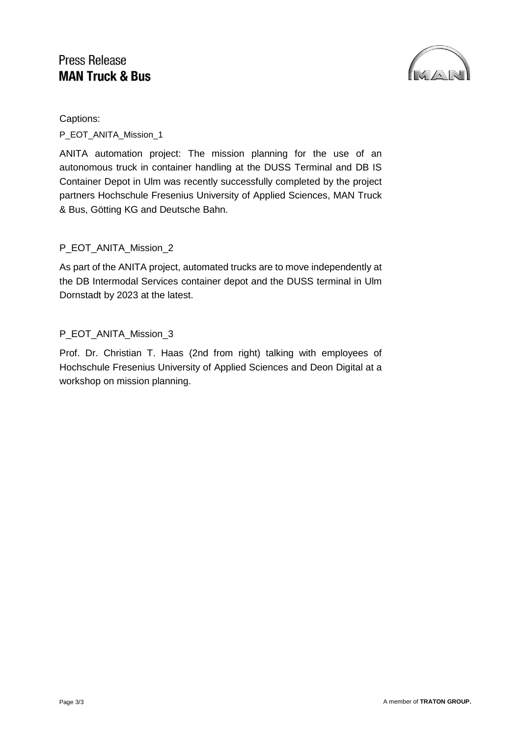Captions:

P_EOT_ANITA_Mission_1

ANITA automation project: The mission planning for the use of an autonomous truck in container handling at the DUSS Terminal and DB IS Container Depot in Ulm was recently successfully completed by the project partners Hochschule Fresenius University of Applied Sciences, MAN Truck & Bus, Götting KG and Deutsche Bahn.

P_EOT_ANITA_Mission_2

As part of the ANITA project, automated trucks are to move independently at the DB Intermodal Services container depot and the DUSS terminal in Ulm Dornstadt by 2023 at the latest.

P_EOT_ANITA_Mission_3

Prof. Dr. Christian T. Haas (2nd from right) talking with employees of Hochschule Fresenius University of Applied Sciences and Deon Digital at a workshop on mission planning.